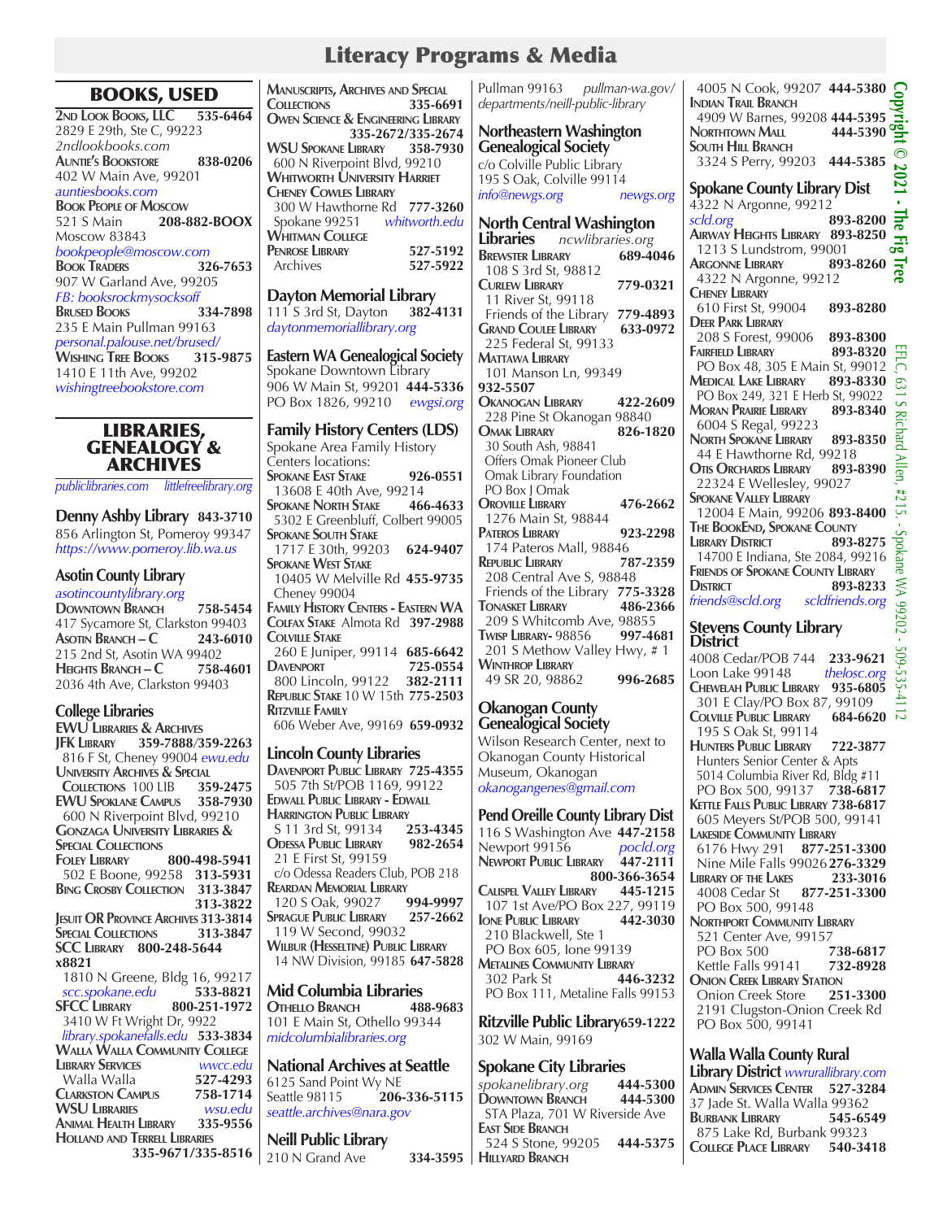# Literacy Programs & Media

## BOOKS, USED

**2nd Look Books, LLC** 535-6464
2829 E 29th, Ste C, 99223
*2ndlookbooks.com*

**Auntie's Bookstore** 838-0206
402 W Main Ave, 99201
*auntiesbooks.com*

**Book People of Moscow**
521 S Main 208-882-BOOX
Moscow 83843
*bookpeople@moscow.com*

**Book Traders** 326-7653
907 W Garland Ave, 99205
*FB: booksrockmysocksoff*

**Brused Books** 334-7898
235 E Main Pullman 99163
*personal.palouse.net/brused/*

**Wishing Tree Books** 315-9875
1410 E 11th Ave, 99202
*wishingtreebookstore.com*

## LIBRARIES, GENEALOGY & ARCHIVES

*publiclibraries.com* *littlefreelibrary.org*

### Denny Ashby Library 843-3710

856 Arlington St, Pomeroy 99347
*https://www.pomeroy.lib.wa.us*

### Asotin County Library

*asotincountylibrary.org*

**Downtown Branch** 758-5454
417 Sycamore St, Clarkston 99403

**Asotin Branch – C** 243-6010
215 2nd St, Asotin WA 99402

**Heights Branch – C** 758-4601
2036 4th Ave, Clarkston 99403

### College Libraries

**EWU Libraries & Archives**

**JFK Library** 359-7888/359-2263
816 F St, Cheney 99004 *ewu.edu*

**University Archives & Special Collections** 100 LIB 359-2475

**EWU Spokane Campus** 358-7930
600 N Riverpoint Blvd, 99210

**Gonzaga University Libraries & Special Collections**

**Foley Library** 800-498-5941
502 E Boone, 99258 313-5931

**Bing Crosby Collection** 313-3847
313-3822

**Jesuit OR Province Archives** 313-3814

**Special Collections** 313-3847

**SCC Library** 800-248-5644 x8821
1810 N Greene, Bldg 16, 99217
*scc.spokane.edu* 533-8821

**SFCC Library** 800-251-1972
3410 W Ft Wright Dr, 9922
*library.spokanefalls.edu* 533-3834

**Walla Walla Community College Library Services** *wwcc.edu*
Walla Walla 527-4293

**Clarkston Campus** 758-1714

**WSU Libraries** *wsu.edu*

**Animal Health Library** 335-9556

**Holland and Terrell Libraries** 335-9671/335-8516

**Manuscripts, Archives and Special Collections** 335-6691

**Owen Science & Engineering Library** 335-2672/335-2674

**WSU Spokane Library** 358-7930
600 N Riverpoint Blvd, 99210

**Whitworth University Harriet Cheney Cowles Library**
300 W Hawthorne Rd 777-3260
Spokane 99251 *whitworth.edu*

**Whitman College Penrose Library** 527-5192
Archives 527-5922

### Dayton Memorial Library

111 S 3rd St, Dayton 382-4131
*daytonmemoriallibrary.org*

### Eastern WA Genealogical Society

Spokane Downtown Library
906 W Main St, 99201 444-5336
PO Box 1826, 99210 *ewgsi.org*

### Family History Centers (LDS)

Spokane Area Family History Centers locations:

**Spokane East Stake** 926-0551
13608 E 40th Ave, 99214

**Spokane North Stake** 466-4633
5302 E Greenbluff, Colbert 99005

**Spokane South Stake**
1717 E 30th, 99203 624-9407

**Spokane West Stake**
10405 W Melville Rd 455-9735
Cheney 99004

**Family History Centers - Eastern WA**

**Colfax Stake** Almota Rd 397-2988

**Colville Stake**
260 E Juniper, 99114 685-6642

**Davenport** 725-0554
800 Lincoln, 99122 382-2111

**Republic Stake** 10 W 15th 775-2503

**Ritzville Family**
606 Weber Ave, 99169 659-0932

### Lincoln County Libraries

**Davenport Public Library** 725-4355
505 7th St/POB 1169, 99122

**Edwall Public Library - Edwall**

**Harrington Public Library**
S 11 3rd St, 99134 253-4345

**Odessa Public Library** 982-2654
21 E First St, 99159
c/o Odessa Readers Club, POB 218

**Reardan Memorial Library**
120 S Oak, 99027 994-9997

**Sprague Public Library** 257-2662
119 W Second, 99032

**Wilbur (Hesseltine) Public Library**
14 NW Division, 99185 647-5828

### Mid Columbia Libraries

**Othello Branch** 488-9683
101 E Main St, Othello 99344
*midcolumbialibraries.org*

### National Archives at Seattle

6125 Sand Point Wy NE
Seattle 98115 206-336-5115
*seattle.archives@nara.gov*

### Neill Public Library

210 N Grand Ave 334-3595
Pullman 99163 *pullman-wa.gov/departments/neill-public-library*

### Northeastern Washington Genealogical Society

c/o Colville Public Library
195 S Oak, Colville 99114
*info@newgs.org* *newgs.org*

### North Central Washington Libraries *ncwlibraries.org*

**Brewster Library** 689-4046
108 S 3rd St, 98812

**Curlew Library** 779-0321
11 River St, 99118
Friends of the Library 779-4893

**Grand Coulee Library** 633-0972
225 Federal St, 99133

**Mattawa Library**
101 Manson Ln, 99349
932-5507

**Okanogan Library** 422-2609
228 Pine St Okanogan 98840

**Omak Library** 826-1820
30 South Ash, 98841
Offers Omak Pioneer Club
Omak Library Foundation
PO Box J Omak

**Oroville Library** 476-2662
1276 Main St, 98844

**Pateros Library** 923-2298
174 Pateros Mall, 98846

**Republic Library** 787-2359
208 Central Ave S, 98848
Friends of the Library 775-3328

**Tonasket Library** 486-2366
209 S Whitcomb Ave, 98855

**Twisp Library**- 98856 997-4681
201 S Methow Valley Hwy, # 1

**Winthrop Library**
49 SR 20, 98862 996-2685

### Okanogan County Genealogical Society

Wilson Research Center, next to Okanogan County Historical Museum, Okanogan
*okanogangenes@gmail.com*

### Pend Oreille County Library Dist

116 S Washington Ave 447-2158
Newport 99156 *pocld.org*

**Newport Public Library** 447-2111
800-366-3654

**Calispel Valley Library** 445-1215
107 1st Ave/PO Box 227, 99119

**Ione Public Library** 442-3030
210 Blackwell, Ste 1
PO Box 605, Ione 99139

**Metalines Community Library**
302 Park St 446-3232
PO Box 111, Metaline Falls 99153

### Ritzville Public Library 659-1222

302 W Main, 99169

### Spokane City Libraries

*spokanelibrary.org* 444-5300

**Downtown Branch** 444-5300
STA Plaza, 701 W Riverside Ave

**East Side Branch**
524 S Stone, 99205 444-5375

**Hillyard Branch**
4005 N Cook, 99207 444-5380

**Indian Trail Branch**
4909 W Barnes, 99208 444-5395

**Northtown Mall** 444-5390

**South Hill Branch**
3324 S Perry, 99203 444-5385

### Spokane County Library Dist

4322 N Argonne, 99212
*scld.org* 893-8200

**Airway Heights Library** 893-8250
1213 S Lundstrom, 99001

**Argonne Library** 893-8260
4322 N Argonne, 99212

**Cheney Library**
610 First St, 99004 893-8280

**Deer Park Library**
208 S Forest, 99006 893-8300

**Fairfield Library** 893-8320
PO Box 48, 305 E Main St, 99012

**Medical Lake Library** 893-8330
PO Box 249, 321 E Herb St, 99022

**Moran Prairie Library** 893-8340
6004 S Regal, 99223

**North Spokane Library** 893-8350
44 E Hawthorne Rd, 99218

**Otis Orchards Library** 893-8390
22324 E Wellesley, 99027

**Spokane Valley Library**
12004 E Main, 99206 893-8400

**The BookEnd, Spokane County Library District** 893-8275
14700 E Indiana, Ste 2084, 99216

**Friends of Spokane County Library District** 893-8233
*friends@scld.org* *scldfriends.org*

### Stevens County Library District

4008 Cedar/POB 744 233-9621
Loon Lake 99148 *thelosc.org*

**Chewelah Public Library** 935-6805
301 E Clay/PO Box 87, 99109

**Colville Public Library** 684-6620
195 S Oak St, 99114

**Hunters Public Library** 722-3877
Hunters Senior Center & Apts
5014 Columbia River Rd, Bldg #11
PO Box 500, 99137 738-6817

**Kettle Falls Public Library** 738-6817
605 Meyers St/POB 500, 99141

**Lakeside Community Library**
6176 Hwy 291 877-251-3300
Nine Mile Falls 99026 276-3329

**Library of the Lakes** 233-3016
4008 Cedar St 877-251-3300
PO Box 500, 99148

**Northport Community Library**
521 Center Ave, 99157
PO Box 500 738-6817
Kettle Falls 99141 732-8928

**Onion Creek Library Station**
Onion Creek Store 251-3300
2191 Clugston-Onion Creek Rd
PO Box 500, 99141

### Walla Walla County Rural Library District *wwrurallibrary.com*

**Admin Services Center** 527-3284
37 Jade St. Walla Walla 99362

**Burbank Library** 545-6549
875 Lake Rd, Burbank 99323

**College Place Library** 540-3418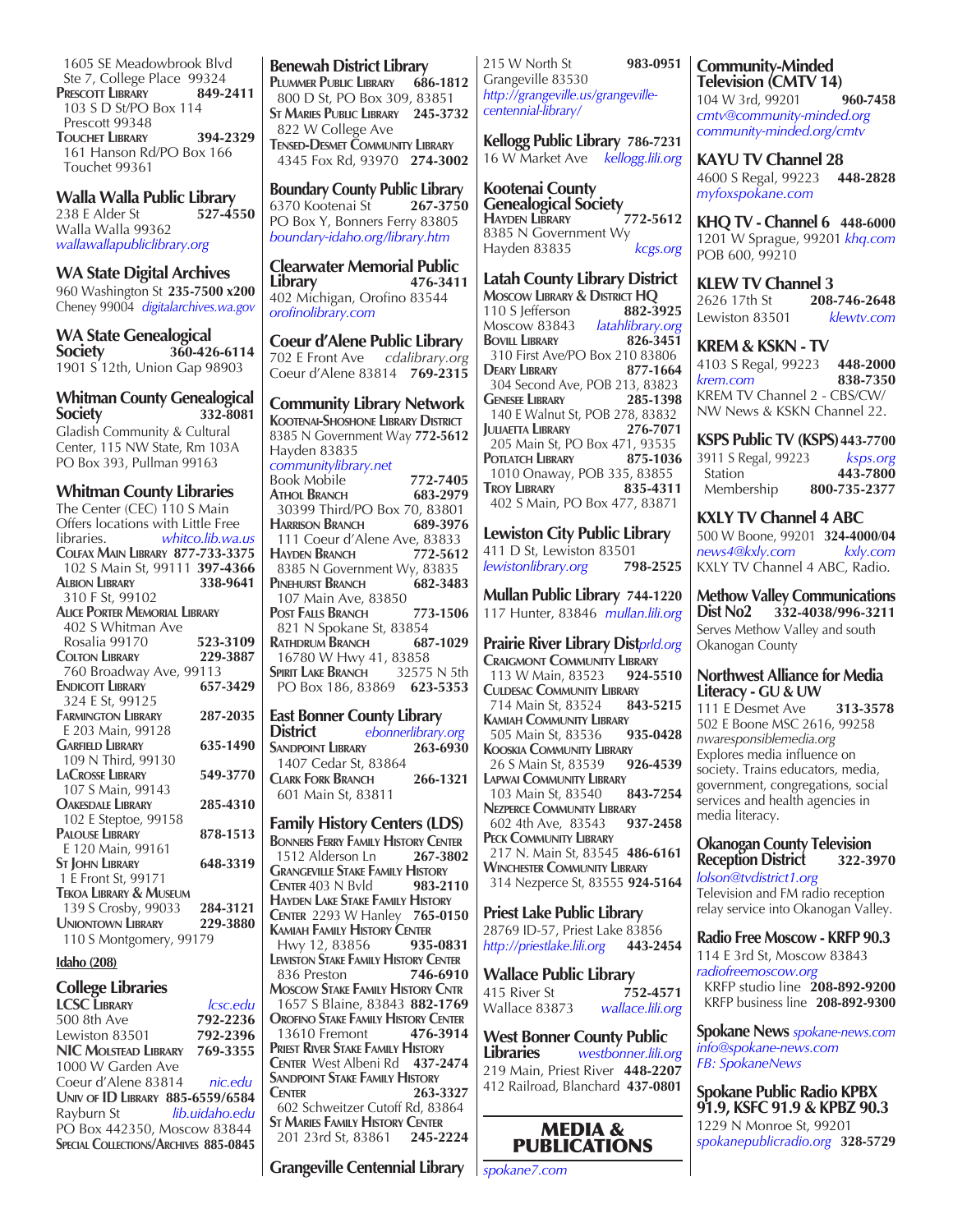1605 SE Meadowbrook Blvd
Ste 7, College Place 99324

**Prescott Library** **849-2411**
103 S D St/PO Box 114
Prescott 99348

**Touchet Library** **394-2329**
161 Hanson Rd/PO Box 166
Touchet 99361

## Walla Walla Public Library
238 E Alder St **527-4550**
Walla Walla 99362
*wallawallapubliclibrary.org*

## WA State Digital Archives
960 Washington St **235-7500 x200**
Cheney 99004 *digitalarchives.wa.gov*

## WA State Genealogical Society **360-426-6114**
1901 S 12th, Union Gap 98903

## Whitman County Genealogical Society **332-8081**
Gladish Community & Cultural Center, 115 NW State, Rm 103A
PO Box 393, Pullman 99163

## Whitman County Libraries
The Center (CEC) 110 S Main
Offers locations with Little Free libraries. *whitco.lib.wa.us*

**Colfax Main Library** **877-733-3375**
102 S Main St, 99111 **397-4366**

**Albion Library** **338-9641**
310 F St, 99102

**Alice Porter Memorial Library**
402 S Whitman Ave
Rosalia 99170 **523-3109**

**Colton Library** **229-3887**
760 Broadway Ave, 99113

**Endicott Library** **657-3429**
324 E St, 99125

**Farmington Library** **287-2035**
E 203 Main, 99128

**Garfield Library** **635-1490**
109 N Third, 99130

**LaCrosse Library** **549-3770**
107 S Main, 99143

**Oakesdale Library** **285-4310**
102 E Steptoe, 99158

**Palouse Library** **878-1513**
E 120 Main, 99161

**St John Library** **648-3319**
1 E Front St, 99171

**Tekoa Library & Museum**
139 S Crosby, 99033 **284-3121**

**Uniontown Library** **229-3880**
110 S Montgomery, 99179

**Idaho (208)**

## College Libraries
**LCSC Library** *lcsc.edu*
500 8th Ave **792-2236**
Lewiston 83501 **792-2396**

**NIC Molstead Library** **769-3355**
1000 W Garden Ave
Coeur d'Alene 83814 *nic.edu*

**Univ of ID Library** **885-6559/6584**
Rayburn St *lib.uidaho.edu*
PO Box 442350, Moscow 83844
**Special Collections/Archives** **885-0845**

## Benewah District Library
**Plummer Public Library** **686-1812**
800 D St, PO Box 309, 83851

**St Maries Public Library** **245-3732**
822 W College Ave

**Tensed-Desmet Community Library**
4345 Fox Rd, 93970 **274-3002**

## Boundary County Public Library
6370 Kootenai St **267-3750**
PO Box Y, Bonners Ferry 83805
*boundary-idaho.org/library.htm*

## Clearwater Memorial Public Library **476-3411**
402 Michigan, Orofino 83544
*orofinolibrary.com*

## Coeur d'Alene Public Library
702 E Front Ave *cdalibrary.org*
Coeur d'Alene 83814 **769-2315**

## Community Library Network
**Kootenai-Shoshone Library District**
8385 N Government Way **772-5612**
Hayden 83835
*communitylibrary.net*

Book Mobile **772-7405**

**Athol Branch** **683-2979**
30399 Third/PO Box 70, 83801

**Harrison Branch** **689-3976**
111 Coeur d'Alene Ave, 83833

**Hayden Branch** **772-5612**
8385 N Government Wy, 83835

**Pinehurst Branch** **682-3483**
107 Main Ave, 83850

**Post Falls Branch** **773-1506**
821 N Spokane St, 83854

**Rathdrum Branch** **687-1029**
16780 W Hwy 41, 83858

**Spirit Lake Branch** 32575 N 5th
PO Box 186, 83869 **623-5353**

## East Bonner County Library District *ebonnerlibrary.org*
**Sandpoint Library** **263-6930**
1407 Cedar St, 83864

**Clark Fork Branch** **266-1321**
601 Main St, 83811

## Family History Centers (LDS)
**Bonners Ferry Family History Center**
1512 Alderson Ln **267-3802**

**Grangeville Stake Family History Center** 403 N Bvld **983-2110**

**Hayden Lake Stake Family History Center** 2293 W Hanley **765-0150**

**Kamiah Family History Center**
Hwy 12, 83856 **935-0831**

**Lewiston Stake Family History Center**
836 Preston **746-6910**

**Moscow Stake Family History Cntr**
1657 S Blaine, 83843 **882-1769**

**Orofino Stake Family History Center**
13610 Fremont **476-3914**

**Priest River Stake Family History Center** West Albeni Rd **437-2474**

**Sandpoint Stake Family History Center** **263-3327**
602 Schweitzer Cutoff Rd, 83864

**St Maries Family History Center**
201 23rd St, 83861 **245-2224**

## Grangeville Centennial Library
215 W North St **983-0951**
Grangeville 83530
*http://grangeville.us/grangeville-centennial-library/*

## Kellogg Public Library **786-7231**
16 W Market Ave *kellogg.lili.org*

## Kootenai County Genealogical Society
**Hayden Library** **772-5612**
8385 N Government Wy
Hayden 83835 *kcgs.org*

## Latah County Library District
**Moscow Library & District HQ**
110 S Jefferson **882-3925**
Moscow 83843 *latahlibrary.org*

**Bovill Library** **826-3451**
310 First Ave/PO Box 210 83806

**Deary Library** **877-1664**
304 Second Ave, POB 213, 83823

**Genesee Library** **285-1398**
140 E Walnut St, POB 278, 83832

**Juliaetta Library** **276-7071**
205 Main St, PO Box 471, 93535

**Potlatch Library** **875-1036**
1010 Onaway, POB 335, 83855

**Troy Library** **835-4311**
402 S Main, PO Box 477, 83871

## Lewiston City Public Library
411 D St, Lewiston 83501
*lewistonlibrary.org* **798-2525**

## Mullan Public Library **744-1220**
117 Hunter, 83846 *mullan.lili.org*

## Prairie River Library Dist *prld.org*
**Craigmont Community Library**
113 W Main, 83523 **924-5510**

**Culdesac Community Library**
714 Main St, 83524 **843-5215**

**Kamiah Community Library**
505 Main St, 83536 **935-0428**

**Kooskia Community Library**
26 S Main St, 83539 **926-4539**

**Lapwai Community Library**
103 Main St, 83540 **843-7254**

**Nezperce Community Library**
602 4th Ave, 83543 **937-2458**

**Peck Community Library**
217 N. Main St, 83545 **486-6161**

**Winchester Community Library**
314 Nezperce St, 83555 **924-5164**

## Priest Lake Public Library
28769 ID-57, Priest Lake 83856
*http://priestlake.lili.org* **443-2454**

## Wallace Public Library
415 River St **752-4571**
Wallace 83873 *wallace.lili.org*

## West Bonner County Public Libraries *westbonner.lili.org*
219 Main, Priest River **448-2207**
412 Railroad, Blanchard **437-0801**

# MEDIA & PUBLICATIONS

*spokane7.com*

## Community-Minded Television (CMTV 14)
104 W 3rd, 99201 **960-7458**
*cmtv@community-minded.org*
*community-minded.org/cmtv*

## KAYU TV Channel 28
4600 S Regal, 99223 **448-2828**
*myfoxspokane.com*

## KHQ TV - Channel 6 **448-6000**
1201 W Sprague, 99201 *khq.com*
POB 600, 99210

## KLEW TV Channel 3
2626 17th St **208-746-2648**
Lewiston 83501 *klewtv.com*

## KREM & KSKN - TV
4103 S Regal, 99223 **448-2000**
*krem.com* **838-7350**
KREM TV Channel 2 - CBS/CW/NW News & KSKN Channel 22.

## KSPS Public TV (KSPS) **443-7700**
3911 S Regal, 99223 *ksps.org*
Station **443-7800**
Membership **800-735-2377**

## KXLY TV Channel 4 ABC
500 W Boone, 99201 **324-4000/04**
*news4@kxly.com* *kxly.com*
KXLY TV Channel 4 ABC, Radio.

## Methow Valley Communications Dist No2 **332-4038/996-3211**
Serves Methow Valley and south Okanogan County

## Northwest Alliance for Media Literacy - GU & UW
111 E Desmet Ave **313-3578**
502 E Boone MSC 2616, 99258
*nwaresponsiblemedia.org*
Explores media influence on society. Trains educators, media, government, congregations, social services and health agencies in media literacy.

## Okanogan County Television Reception District **322-3970**
*lolson@tvdistrict1.org*
Television and FM radio reception relay service into Okanogan Valley.

## Radio Free Moscow - KRFP 90.3
114 E 3rd St, Moscow 83843
*radiofreemoscow.org*
KRFP studio line **208-892-9200**
KRFP business line **208-892-9300**

## Spokane News *spokane-news.com*
*info@spokane-news.com*
*FB: SpokaneNews*

## Spokane Public Radio KPBX 91.9, KSFC 91.9 & KPBZ 90.3
1229 N Monroe St, 99201
*spokanepublicradio.org* **328-5729**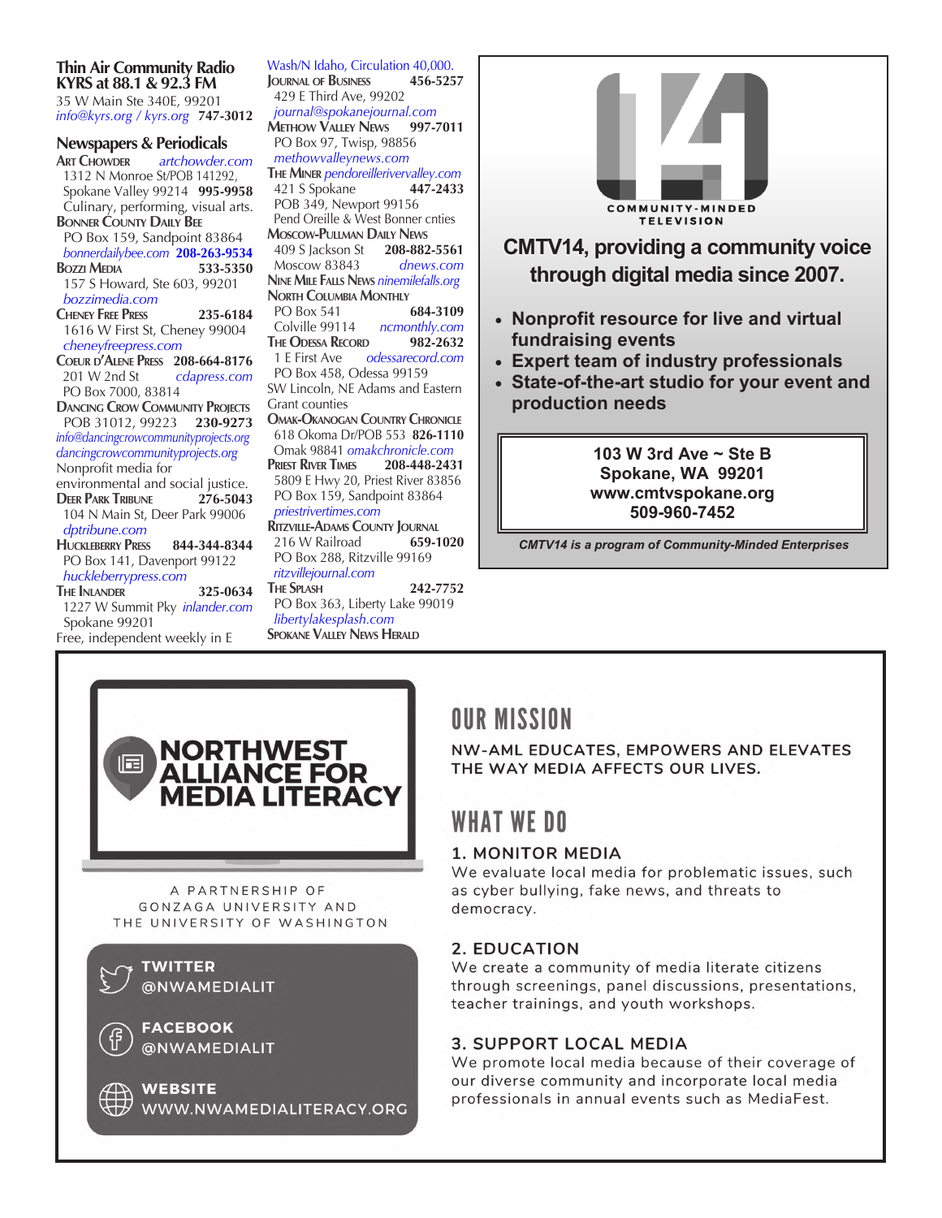**Thin Air Community Radio**
**KYRS at 88.1 & 92.3 FM**
35 W Main Ste 340E, 99201
info@kyrs.org / kyrs.org **747-3012**

## Newspapers & Periodicals

**Art Chowder** artchowder.com
1312 N Monroe St/POB 141292,
Spokane Valley 99214 **995-9958**
Culinary, performing, visual arts.

**Bonner County Daily Bee**
PO Box 159, Sandpoint 83864
bonnerdailybee.com **208-263-9534**

**Bozzi Media** **533-5350**
157 S Howard, Ste 603, 99201
bozzimedia.com

**Cheney Free Press** **235-6184**
1616 W First St, Cheney 99004
cheneyfreepress.com

**Coeur d'Alene Press** **208-664-8176**
201 W 2nd St cdapress.com
PO Box 7000, 83814

**Dancing Crow Community Projects**
POB 31012, 99223 **230-9273**
info@dancingcrowcommunityprojects.org
dancingcrowcommunityprojects.org
Nonprofit media for
environmental and social justice.

**Deer Park Tribune** **276-5043**
104 N Main St, Deer Park 99006
dptribune.com

**Huckleberry Press** **844-344-8344**
PO Box 141, Davenport 99122
huckleberrypress.com

**The Inlander** **325-0634**
1227 W Summit Pky inlander.com
Spokane 99201
Free, independent weekly in E Wash/N Idaho, Circulation 40,000.

**Journal of Business** **456-5257**
429 E Third Ave, 99202
journal@spokanejournal.com

**Methow Valley News** **997-7011**
PO Box 97, Twisp, 98856
methowvalleynews.com

**The Miner** pendoreillerivervalley.com
421 S Spokane **447-2433**
POB 349, Newport 99156
Pend Oreille & West Bonner cnties

**Moscow-Pullman Daily News**
409 S Jackson St **208-882-5561**
Moscow 83843 dnews.com

**Nine Mile Falls News** ninemilefalls.org

**North Columbia Monthly**
PO Box 541 **684-3109**
Colville 99114 ncmonthly.com

**The Odessa Record** **982-2632**
1 E First Ave odessarecord.com
PO Box 458, Odessa 99159
SW Lincoln, NE Adams and Eastern Grant counties

**Omak-Okanogan County Chronicle**
618 Okoma Dr/POB 553 **826-1110**
Omak 98841 omakchronicle.com

**Priest River Times** **208-448-2431**
5809 E Hwy 20, Priest River 83856
PO Box 159, Sandpoint 83864
priestrivertimes.com

**Ritzville-Adams County Journal**
216 W Railroad **659-1020**
PO Box 288, Ritzville 99169
ritzvillejournal.com

**The Splash** **242-7752**
PO Box 363, Liberty Lake 99019
libertylakesplash.com

**Spokane Valley News Herald**

---

COMMUNITY-MINDED TELEVISION

## CMTV14, providing a community voice through digital media since 2007.

- Nonprofit resource for live and virtual fundraising events
- Expert team of industry professionals
- State-of-the-art studio for your event and production needs

**103 W 3rd Ave ~ Ste B**
**Spokane, WA 99201**
**www.cmtvspokane.org**
**509-960-7452**

*CMTV14 is a program of Community-Minded Enterprises*

---

# NORTHWEST ALLIANCE FOR MEDIA LITERACY

A PARTNERSHIP OF GONZAGA UNIVERSITY AND THE UNIVERSITY OF WASHINGTON

**TWITTER** @NWAMEDIALIT

**FACEBOOK** @NWAMEDIALIT

**WEBSITE** WWW.NWAMEDIALITERACY.ORG

## OUR MISSION

NW-AML EDUCATES, EMPOWERS AND ELEVATES THE WAY MEDIA AFFECTS OUR LIVES.

## WHAT WE DO

### 1. MONITOR MEDIA
We evaluate local media for problematic issues, such as cyber bullying, fake news, and threats to democracy.

### 2. EDUCATION
We create a community of media literate citizens through screenings, panel discussions, presentations, teacher trainings, and youth workshops.

### 3. SUPPORT LOCAL MEDIA
We promote local media because of their coverage of our diverse community and incorporate local media professionals in annual events such as MediaFest.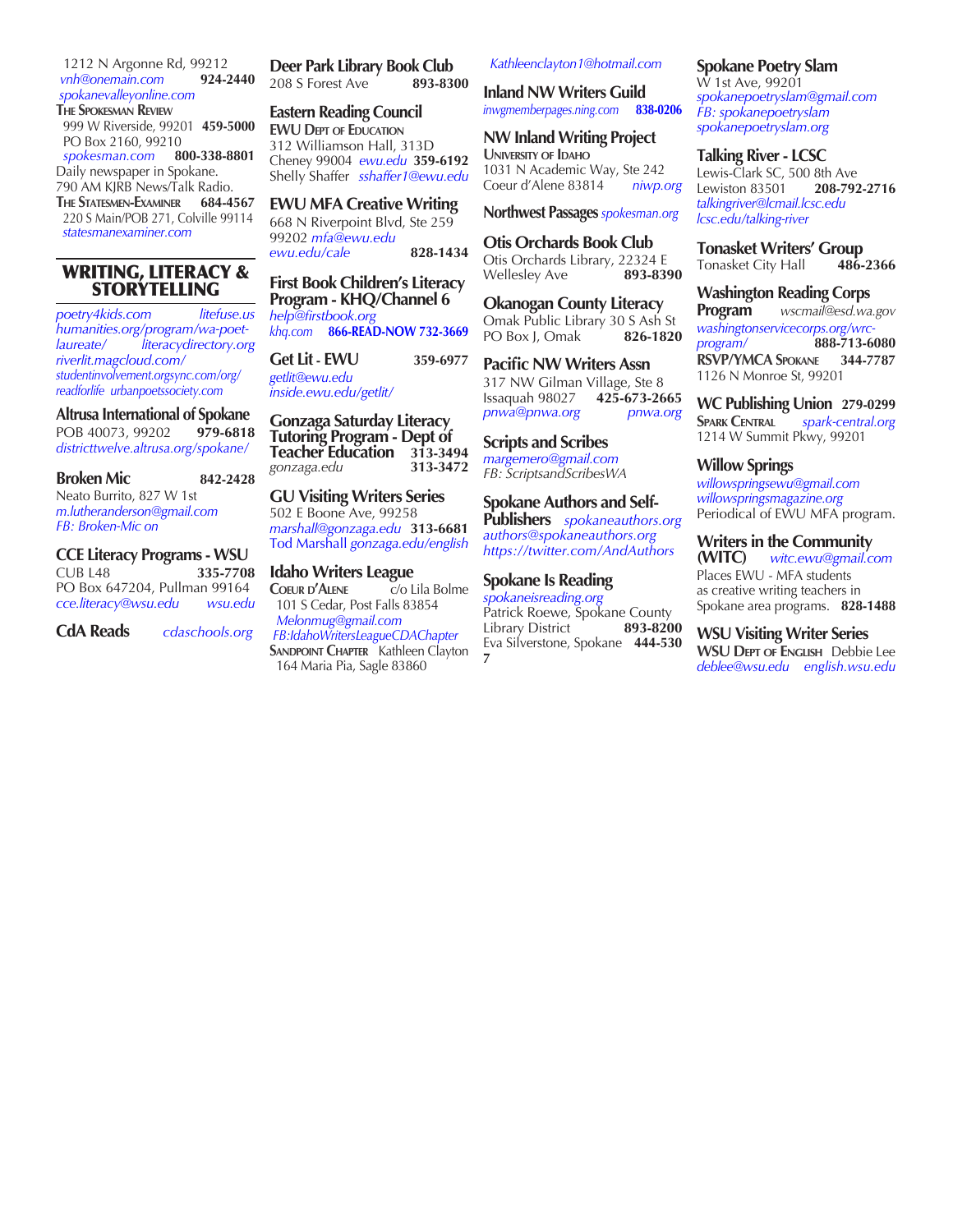1212 N Argonne Rd, 99212
*vnh@onemain.com* **924-2440**
*spokanevalleyonline.com*

**The Spokesman Review**
999 W Riverside, 99201 **459-5000**
PO Box 2160, 99210
*spokesman.com* **800-338-8801**
Daily newspaper in Spokane.
790 AM KJRB News/Talk Radio.

**The Statesmen-Examiner** **684-4567**
220 S Main/POB 271, Colville 99114
*statesmanexaminer.com*

## WRITING, LITERACY & STORYTELLING

*poetry4kids.com* *litefuse.us*
*humanities.org/program/wa-poet-laureate/* *literacydirectory.org*
*riverlit.magcloud.com/*
*studentinvolvement.orgsync.com/org/readforlife* *urbanpoetssociety.com*

**Altrusa International of Spokane**
POB 40073, 99202 **979-6818**
*districttwelve.altrusa.org/spokane/*

**Broken Mic** **842-2428**
Neato Burrito, 827 W 1st
*m.lutheranderson@gmail.com*
*FB: Broken-Mic on*

**CCE Literacy Programs - WSU**
CUB L48 **335-7708**
PO Box 647204, Pullman 99164
*cce.literacy@wsu.edu* *wsu.edu*

**CdA Reads** *cdaschools.org*

**Deer Park Library Book Club**
208 S Forest Ave **893-8300**

**Eastern Reading Council**
**EWU Dept of Education**
312 Williamson Hall, 313D
Cheney 99004 *ewu.edu* **359-6192**
Shelly Shaffer *sshaffer1@ewu.edu*

**EWU MFA Creative Writing**
668 N Riverpoint Blvd, Ste 259
99202 *mfa@ewu.edu*
*ewu.edu/cale* **828-1434**

**First Book Children's Literacy Program - KHQ/Channel 6**
*help@firstbook.org*
*khq.com* **866-READ-NOW 732-3669**

**Get Lit - EWU** **359-6977**
*getlit@ewu.edu*
*inside.ewu.edu/getlit/*

**Gonzaga Saturday Literacy Tutoring Program - Dept of Teacher Education** **313-3494**
*gonzaga.edu* **313-3472**

**GU Visiting Writers Series**
502 E Boone Ave, 99258
*marshall@gonzaga.edu* **313-6681**
Tod Marshall *gonzaga.edu/english*

**Idaho Writers League**
**Coeur d'Alene** c/o Lila Bolme
101 S Cedar, Post Falls 83854
*Melonmug@gmail.com*
*FB:IdahoWritersLeagueCDAChapter*
**Sandpoint Chapter** Kathleen Clayton
164 Maria Pia, Sagle 83860
*Kathleenclayton1@hotmail.com*

**Inland NW Writers Guild**
*inwgmemberpages.ning.com* **838-0206**

**NW Inland Writing Project**
**University of Idaho**
1031 N Academic Way, Ste 242
Coeur d'Alene 83814 *niwp.org*

**Northwest Passages** *spokesman.org*

**Otis Orchards Book Club**
Otis Orchards Library, 22324 E Wellesley Ave **893-8390**

**Okanogan County Literacy**
Omak Public Library 30 S Ash St
PO Box J, Omak **826-1820**

**Pacific NW Writers Assn**
317 NW Gilman Village, Ste 8
Issaquah 98027 **425-673-2665**
*pnwa@pnwa.org* *pnwa.org*

**Scripts and Scribes**
*margemero@gmail.com*
*FB: ScriptsandScribesWA*

**Spokane Authors and Self-Publishers** *spokaneauthors.org*
*authors@spokaneauthors.org*
*https://twitter.com/AndAuthors*

**Spokane Is Reading**
*spokaneisreading.org*
Patrick Roewe, Spokane County Library District **893-8200**
Eva Silverstone, Spokane **444-5307**

**Spokane Poetry Slam**
W 1st Ave, 99201
*spokanepoetryslam@gmail.com*
*FB: spokanepoetryslam*
*spokanepoetryslam.org*

**Talking River - LCSC**
Lewis-Clark SC, 500 8th Ave
Lewiston 83501 **208-792-2716**
*talkingriver@lcmail.lcsc.edu*
*lcsc.edu/talking-river*

**Tonasket Writers' Group**
Tonasket City Hall **486-2366**

**Washington Reading Corps Program** *wscmail@esd.wa.gov*
*washingtonservicecorps.org/wrc-program/* **888-713-6080**
**RSVP/YMCA Spokane** **344-7787**
1126 N Monroe St, 99201

**WC Publishing Union** **279-0299**
**Spark Central** *spark-central.org*
1214 W Summit Pkwy, 99201

**Willow Springs**
*willowspringsewu@gmail.com*
*willowspringsmagazine.org*
Periodical of EWU MFA program.

**Writers in the Community (WITC)** *witc.ewu@gmail.com*
Places EWU - MFA students as creative writing teachers in Spokane area programs. **828-1488**

**WSU Visiting Writer Series**
**WSU Dept of English** Debbie Lee
*deblee@wsu.edu* *english.wsu.edu*